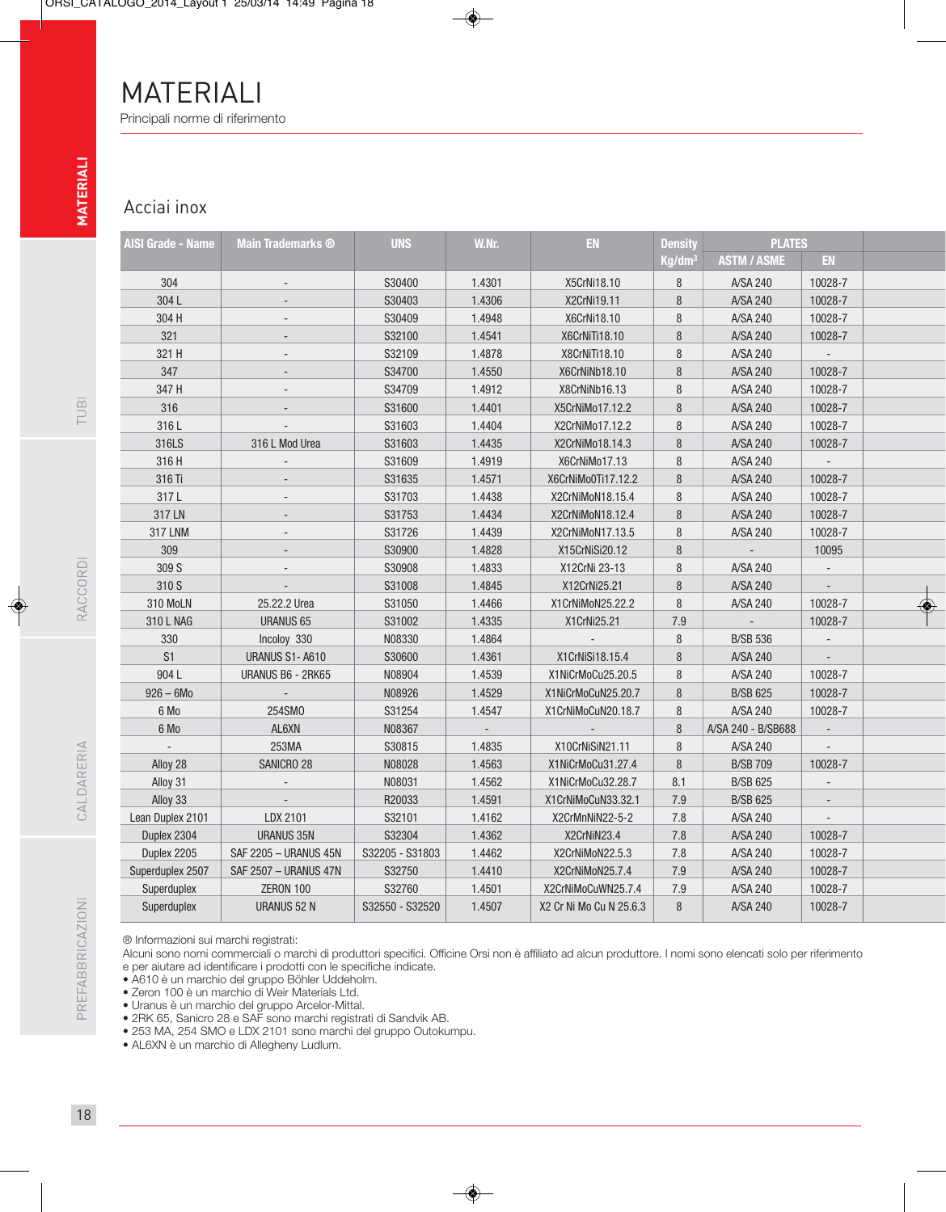# MATERIALI

Principali norme di riferimento

## Acciai inox

| AISI Grade - Name | Main Trademarks ® | UNS | W.Nr. | EN | Density Kg/dm³ | PLATES | |
|---|---|---|---|---|---|---|---|
| | | | | | | ASTM / ASME | EN |
| 304 | - | S30400 | 1.4301 | X5CrNi18.10 | 8 | A/SA 240 | 10028-7 |
| 304 L | - | S30403 | 1.4306 | X2CrNi19.11 | 8 | A/SA 240 | 10028-7 |
| 304 H | - | S30409 | 1.4948 | X6CrNi18.10 | 8 | A/SA 240 | 10028-7 |
| 321 | - | S32100 | 1.4541 | X6CrNiTi18.10 | 8 | A/SA 240 | 10028-7 |
| 321 H | - | S32109 | 1.4878 | X8CrNiTi18.10 | 8 | A/SA 240 | - |
| 347 | - | S34700 | 1.4550 | X6CrNiNb18.10 | 8 | A/SA 240 | 10028-7 |
| 347 H | - | S34709 | 1.4912 | X8CrNiNb16.13 | 8 | A/SA 240 | 10028-7 |
| 316 | - | S31600 | 1.4401 | X5CrNiMo17.12.2 | 8 | A/SA 240 | 10028-7 |
| 316 L | - | S31603 | 1.4404 | X2CrNiMo17.12.2 | 8 | A/SA 240 | 10028-7 |
| 316LS | 316 L Mod Urea | S31603 | 1.4435 | X2CrNiMo18.14.3 | 8 | A/SA 240 | 10028-7 |
| 316 H | - | S31609 | 1.4919 | X6CrNiMo17.13 | 8 | A/SA 240 | - |
| 316 Ti | - | S31635 | 1.4571 | X6CrNiMo0Ti17.12.2 | 8 | A/SA 240 | 10028-7 |
| 317 L | - | S31703 | 1.4438 | X2CrNiMoN18.15.4 | 8 | A/SA 240 | 10028-7 |
| 317 LN | - | S31753 | 1.4434 | X2CrNiMoN18.12.4 | 8 | A/SA 240 | 10028-7 |
| 317 LNM | - | S31726 | 1.4439 | X2CrNiMoN17.13.5 | 8 | A/SA 240 | 10028-7 |
| 309 | - | S30900 | 1.4828 | X15CrNiSi20.12 | 8 | - | 10095 |
| 309 S | - | S30908 | 1.4833 | X12CrNi 23-13 | 8 | A/SA 240 | - |
| 310 S | - | S31008 | 1.4845 | X12CrNi25.21 | 8 | A/SA 240 | - |
| 310 MoLN | 25.22.2 Urea | S31050 | 1.4466 | X1CrNiMoN25.22.2 | 8 | A/SA 240 | 10028-7 |
| 310 L NAG | URANUS 65 | S31002 | 1.4335 | X1CrNi25.21 | 7.9 | - | 10028-7 |
| 330 | Incoloy 330 | N08330 | 1.4864 | - | 8 | B/SB 536 | - |
| S1 | URANUS S1- A610 | S30600 | 1.4361 | X1CrNiSi18.15.4 | 8 | A/SA 240 | - |
| 904 L | URANUS B6 - 2RK65 | N08904 | 1.4539 | X1NiCrMoCu25.20.5 | 8 | A/SA 240 | 10028-7 |
| 926 – 6Mo | - | N08926 | 1.4529 | X1NiCrMoCuN25.20.7 | 8 | B/SB 625 | 10028-7 |
| 6 Mo | 254SMO | S31254 | 1.4547 | X1CrNiMoCuN20.18.7 | 8 | A/SA 240 | 10028-7 |
| 6 Mo | AL6XN | N08367 | - | - | 8 | A/SA 240 - B/SB688 | - |
| - | 253MA | S30815 | 1.4835 | X10CrNiSiN21.11 | 8 | A/SA 240 | - |
| Alloy 28 | SANICRO 28 | N08028 | 1.4563 | X1NiCrMoCu31.27.4 | 8 | B/SB 709 | 10028-7 |
| Alloy 31 | - | N08031 | 1.4562 | X1NiCrMoCu32.28.7 | 8.1 | B/SB 625 | - |
| Alloy 33 | - | R20033 | 1.4591 | X1CrNiMoCuN33.32.1 | 7.9 | B/SB 625 | - |
| Lean Duplex 2101 | LDX 2101 | S32101 | 1.4162 | X2CrMnNiN22-5-2 | 7.8 | A/SA 240 | - |
| Duplex 2304 | URANUS 35N | S32304 | 1.4362 | X2CrNiN23.4 | 7.8 | A/SA 240 | 10028-7 |
| Duplex 2205 | SAF 2205 – URANUS 45N | S32205 - S31803 | 1.4462 | X2CrNiMoN22.5.3 | 7.8 | A/SA 240 | 10028-7 |
| Superduplex 2507 | SAF 2507 – URANUS 47N | S32750 | 1.4410 | X2CrNiMoN25.7.4 | 7.9 | A/SA 240 | 10028-7 |
| Superduplex | ZERON 100 | S32760 | 1.4501 | X2CrNiMoCuWN25.7.4 | 7.9 | A/SA 240 | 10028-7 |
| Superduplex | URANUS 52 N | S32550 - S32520 | 1.4507 | X2 Cr Ni Mo Cu N 25.6.3 | 8 | A/SA 240 | 10028-7 |

® Informazioni sui marchi registrati:
Alcuni sono nomi commerciali o marchi di produttori specifici. Officine Orsi non è affiliato ad alcun produttore. I nomi sono elencati solo per riferimento e per aiutare ad identificare i prodotti con le specifiche indicate.

- A610 è un marchio del gruppo Böhler Uddeholm.
- Zeron 100 è un marchio di Weir Materials Ltd.
- Uranus è un marchio del gruppo Arcelor-Mittal.
- 2RK 65, Sanicro 28 e SAF sono marchi registrati di Sandvik AB.
- 253 MA, 254 SMO e LDX 2101 sono marchi del gruppo Outokumpu.
- AL6XN è un marchio di Allegheny Ludlum.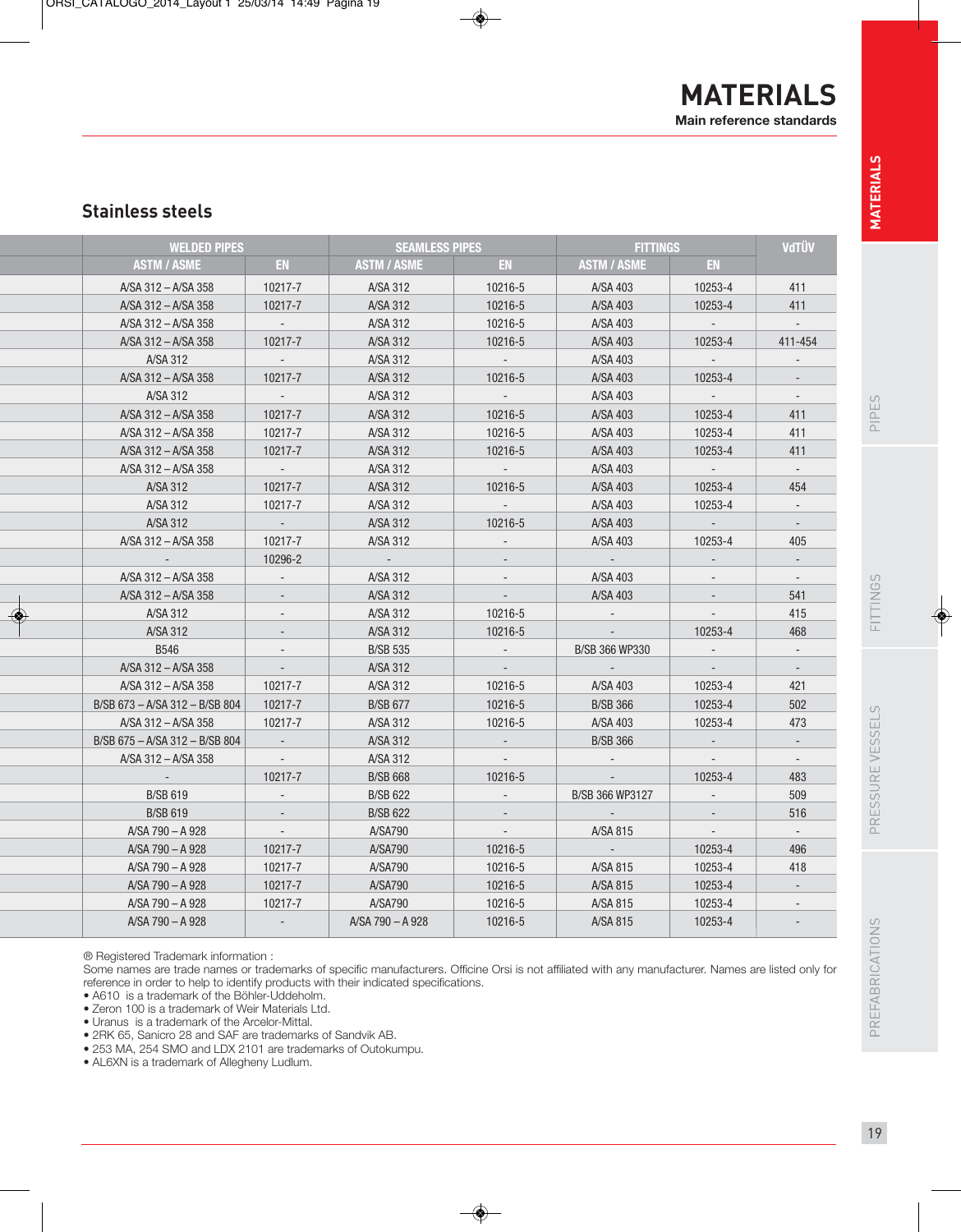# MATERIALS

**Main reference standards**

## Stainless steels

| WELDED PIPES | | SEAMLESS PIPES | | FITTINGS | | VdTÜV |
|---|---|---|---|---|---|---|
| ASTM / ASME | EN | ASTM / ASME | EN | ASTM / ASME | EN | |
| A/SA 312 – A/SA 358 | 10217-7 | A/SA 312 | 10216-5 | A/SA 403 | 10253-4 | 411 |
| A/SA 312 – A/SA 358 | 10217-7 | A/SA 312 | 10216-5 | A/SA 403 | 10253-4 | 411 |
| A/SA 312 – A/SA 358 | - | A/SA 312 | 10216-5 | A/SA 403 | - | - |
| A/SA 312 – A/SA 358 | 10217-7 | A/SA 312 | 10216-5 | A/SA 403 | 10253-4 | 411-454 |
| A/SA 312 | - | A/SA 312 | - | A/SA 403 | - | - |
| A/SA 312 – A/SA 358 | 10217-7 | A/SA 312 | 10216-5 | A/SA 403 | 10253-4 | - |
| A/SA 312 | - | A/SA 312 | - | A/SA 403 | - | - |
| A/SA 312 – A/SA 358 | 10217-7 | A/SA 312 | 10216-5 | A/SA 403 | 10253-4 | 411 |
| A/SA 312 – A/SA 358 | 10217-7 | A/SA 312 | 10216-5 | A/SA 403 | 10253-4 | 411 |
| A/SA 312 – A/SA 358 | 10217-7 | A/SA 312 | 10216-5 | A/SA 403 | 10253-4 | 411 |
| A/SA 312 – A/SA 358 | - | A/SA 312 | - | A/SA 403 | - | - |
| A/SA 312 | 10217-7 | A/SA 312 | 10216-5 | A/SA 403 | 10253-4 | 454 |
| A/SA 312 | 10217-7 | A/SA 312 | - | A/SA 403 | 10253-4 | - |
| A/SA 312 | - | A/SA 312 | 10216-5 | A/SA 403 | - | - |
| A/SA 312 – A/SA 358 | 10217-7 | A/SA 312 | - | A/SA 403 | 10253-4 | 405 |
| - | 10296-2 | - | - | - | - | - |
| A/SA 312 – A/SA 358 | - | A/SA 312 | - | A/SA 403 | - | - |
| A/SA 312 – A/SA 358 | - | A/SA 312 | - | A/SA 403 | - | 541 |
| A/SA 312 | - | A/SA 312 | 10216-5 | - | - | 415 |
| A/SA 312 | - | A/SA 312 | 10216-5 | - | 10253-4 | 468 |
| B546 | - | B/SB 535 | - | B/SB 366 WP330 | - | - |
| A/SA 312 – A/SA 358 | - | A/SA 312 | - | - | - | - |
| A/SA 312 – A/SA 358 | 10217-7 | A/SA 312 | 10216-5 | A/SA 403 | 10253-4 | 421 |
| B/SB 673 – A/SA 312 – B/SB 804 | 10217-7 | B/SB 677 | 10216-5 | B/SB 366 | 10253-4 | 502 |
| A/SA 312 – A/SA 358 | 10217-7 | A/SA 312 | 10216-5 | A/SA 403 | 10253-4 | 473 |
| B/SB 675 – A/SA 312 – B/SB 804 | - | A/SA 312 | - | B/SB 366 | - | - |
| A/SA 312 – A/SA 358 | - | A/SA 312 | - | - | - | - |
| - | 10217-7 | B/SB 668 | 10216-5 | - | 10253-4 | 483 |
| B/SB 619 | - | B/SB 622 | - | B/SB 366 WP3127 | - | 509 |
| B/SB 619 | - | B/SB 622 | - | - | - | 516 |
| A/SA 790 – A 928 | - | A/SA790 | - | A/SA 815 | - | - |
| A/SA 790 – A 928 | 10217-7 | A/SA790 | 10216-5 | - | 10253-4 | 496 |
| A/SA 790 – A 928 | 10217-7 | A/SA790 | 10216-5 | A/SA 815 | 10253-4 | 418 |
| A/SA 790 – A 928 | 10217-7 | A/SA790 | 10216-5 | A/SA 815 | 10253-4 | - |
| A/SA 790 – A 928 | 10217-7 | A/SA790 | 10216-5 | A/SA 815 | 10253-4 | - |
| A/SA 790 – A 928 | - | A/SA 790 – A 928 | 10216-5 | A/SA 815 | 10253-4 | - |

® Registered Trademark information :
Some names are trade names or trademarks of specific manufacturers. Officine Orsi is not affiliated with any manufacturer. Names are listed only for reference in order to help to identify products with their indicated specifications.

- A610 is a trademark of the Böhler-Uddeholm.
- Zeron 100 is a trademark of Weir Materials Ltd.
- Uranus is a trademark of the Arcelor-Mittal.
- 2RK 65, Sanicro 28 and SAF are trademarks of Sandvik AB.
- 253 MA, 254 SMO and LDX 2101 are trademarks of Outokumpu.
- AL6XN is a trademark of Allegheny Ludlum.